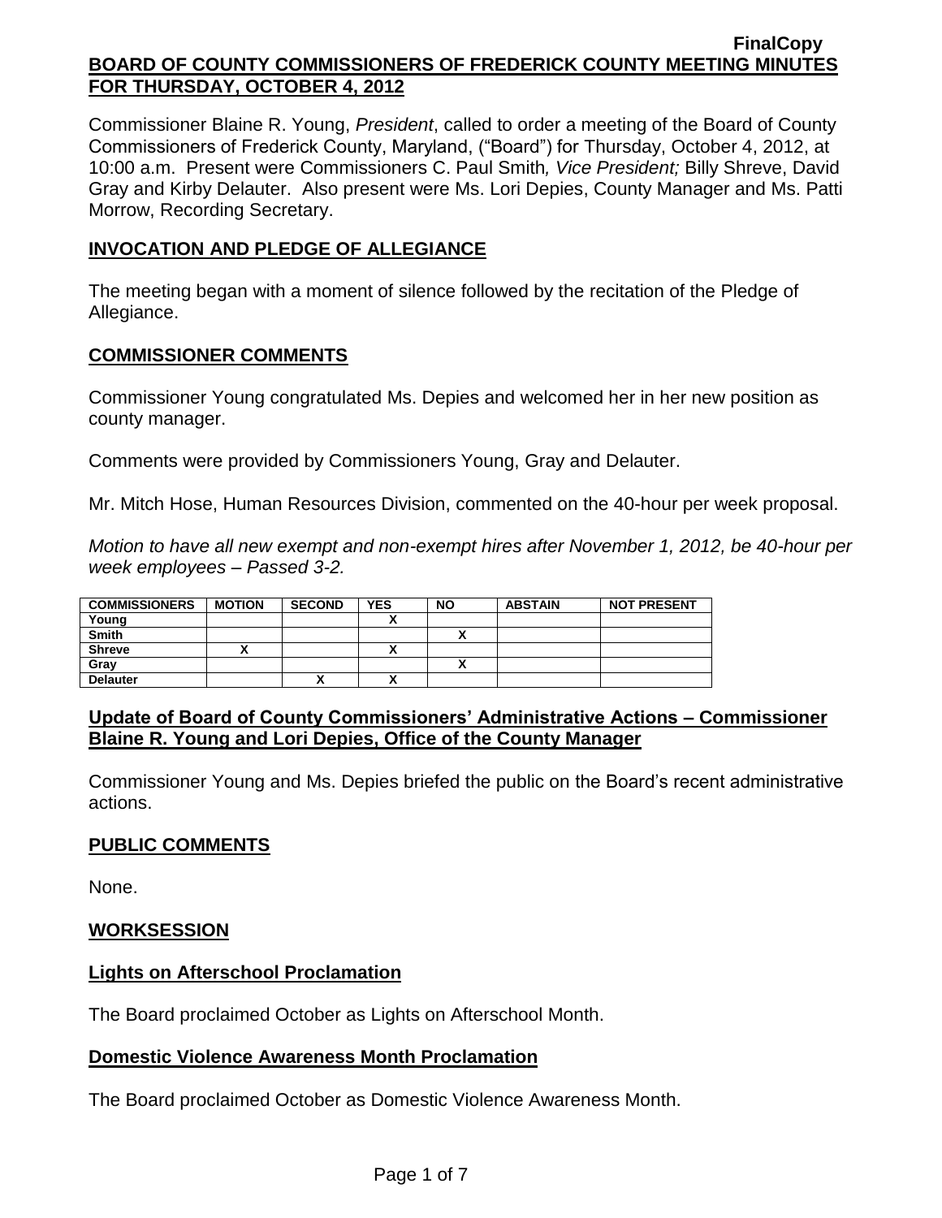FinalCopy

**BOARD OF COUNTY COMMISSIONERS OF FREDERICK COUNTY MEETING MINUTES FOR THURSDAY, OCTOBER 4, 2012**

Commissioner Blaine R. Young, *President*, called to order a meeting of the Board of County Commissioners of Frederick County, Maryland, ("Board") for Thursday, October 4, 2012, at 10:00 a.m. Present were Commissioners C. Paul Smith*, Vice President;* Billy Shreve, David Gray and Kirby Delauter. Also present were Ms. Lori Depies, County Manager and Ms. Patti Morrow, Recording Secretary.

## INVOCATION AND PLEDGE OF ALLEGIANCE

The meeting began with a moment of silence followed by the recitation of the Pledge of Allegiance.

## COMMISSIONER COMMENTS

Commissioner Young congratulated Ms. Depies and welcomed her in her new position as county manager.

Comments were provided by Commissioners Young, Gray and Delauter.

Mr. Mitch Hose, Human Resources Division, commented on the 40-hour per week proposal.

*Motion to have all new exempt and non-exempt hires after November 1, 2012, be 40-hour per week employees – Passed 3-2.*

| COMMISSIONERS | MOTION | SECOND | YES | NO | ABSTAIN | NOT PRESENT |
|---|---|---|---|---|---|---|
| Young | | | X | | | |
| Smith | | | | X | | |
| Shreve | X | | X | | | |
| Gray | | | | X | | |
| Delauter | | X | X | | | |

## Update of Board of County Commissioners' Administrative Actions – Commissioner Blaine R. Young and Lori Depies, Office of the County Manager

Commissioner Young and Ms. Depies briefed the public on the Board's recent administrative actions.

## PUBLIC COMMENTS

None.

## WORKSESSION

### Lights on Afterschool Proclamation

The Board proclaimed October as Lights on Afterschool Month.

### Domestic Violence Awareness Month Proclamation

The Board proclaimed October as Domestic Violence Awareness Month.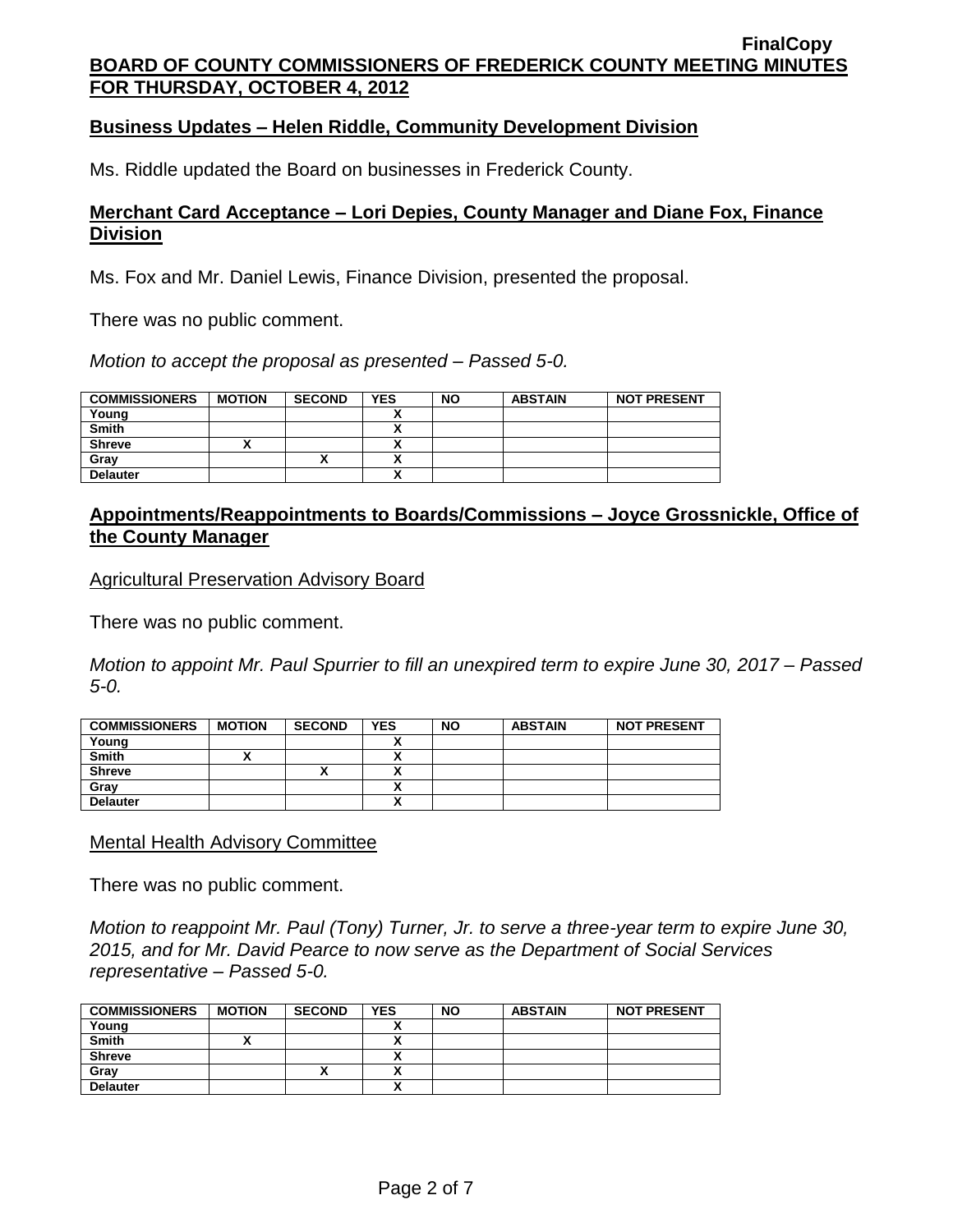**FinalCopy**

**BOARD OF COUNTY COMMISSIONERS OF FREDERICK COUNTY MEETING MINUTES FOR THURSDAY, OCTOBER 4, 2012**

## Business Updates – Helen Riddle, Community Development Division

Ms. Riddle updated the Board on businesses in Frederick County.

## Merchant Card Acceptance – Lori Depies, County Manager and Diane Fox, Finance Division

Ms. Fox and Mr. Daniel Lewis, Finance Division, presented the proposal.

There was no public comment.

*Motion to accept the proposal as presented – Passed 5-0.*

| COMMISSIONERS | MOTION | SECOND | YES | NO | ABSTAIN | NOT PRESENT |
|---|---|---|---|---|---|---|
| Young | | | X | | | |
| Smith | | | X | | | |
| Shreve | X | | X | | | |
| Gray | | X | X | | | |
| Delauter | | | X | | | |

## Appointments/Reappointments to Boards/Commissions – Joyce Grossnickle, Office of the County Manager

Agricultural Preservation Advisory Board

There was no public comment.

*Motion to appoint Mr. Paul Spurrier to fill an unexpired term to expire June 30, 2017 – Passed 5-0.*

| COMMISSIONERS | MOTION | SECOND | YES | NO | ABSTAIN | NOT PRESENT |
|---|---|---|---|---|---|---|
| Young | | | X | | | |
| Smith | X | | X | | | |
| Shreve | | X | X | | | |
| Gray | | | X | | | |
| Delauter | | | X | | | |

Mental Health Advisory Committee

There was no public comment.

*Motion to reappoint Mr. Paul (Tony) Turner, Jr. to serve a three-year term to expire June 30, 2015, and for Mr. David Pearce to now serve as the Department of Social Services representative – Passed 5-0.*

| COMMISSIONERS | MOTION | SECOND | YES | NO | ABSTAIN | NOT PRESENT |
|---|---|---|---|---|---|---|
| Young | | | X | | | |
| Smith | X | | X | | | |
| Shreve | | | X | | | |
| Gray | | X | X | | | |
| Delauter | | | X | | | |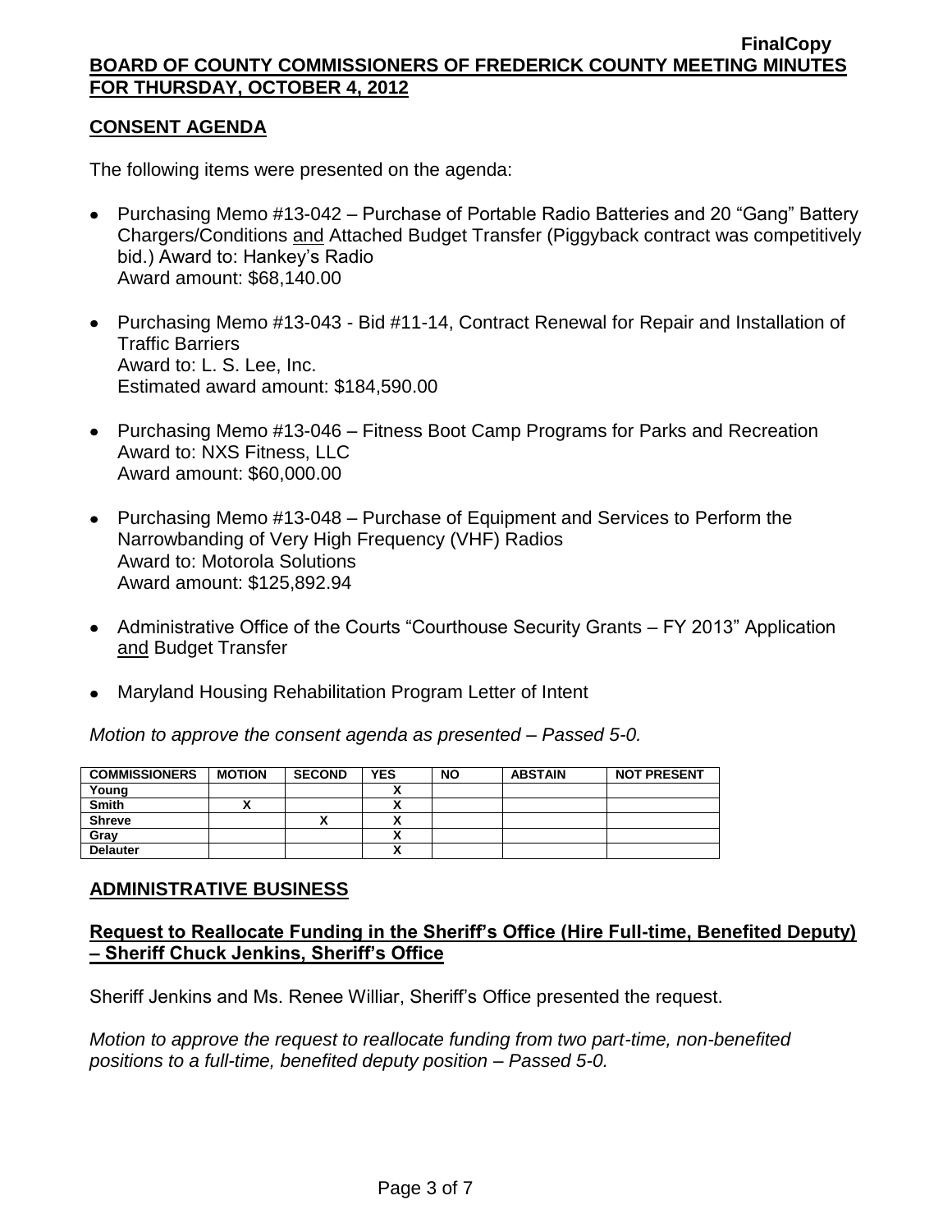## CONSENT AGENDA

The following items were presented on the agenda:

- Purchasing Memo #13-042 – Purchase of Portable Radio Batteries and 20 "Gang" Battery Chargers/Conditions and Attached Budget Transfer (Piggyback contract was competitively bid.) Award to: Hankey's Radio
  Award amount: $68,140.00

- Purchasing Memo #13-043 - Bid #11-14, Contract Renewal for Repair and Installation of Traffic Barriers
  Award to: L. S. Lee, Inc.
  Estimated award amount: $184,590.00

- Purchasing Memo #13-046 – Fitness Boot Camp Programs for Parks and Recreation
  Award to: NXS Fitness, LLC
  Award amount: $60,000.00

- Purchasing Memo #13-048 – Purchase of Equipment and Services to Perform the Narrowbanding of Very High Frequency (VHF) Radios
  Award to: Motorola Solutions
  Award amount: $125,892.94

- Administrative Office of the Courts "Courthouse Security Grants – FY 2013" Application and Budget Transfer

- Maryland Housing Rehabilitation Program Letter of Intent

*Motion to approve the consent agenda as presented – Passed 5-0.*

| COMMISSIONERS | MOTION | SECOND | YES | NO | ABSTAIN | NOT PRESENT |
|---|---|---|---|---|---|---|
| Young | | | X | | | |
| Smith | X | | X | | | |
| Shreve | | X | X | | | |
| Gray | | | X | | | |
| Delauter | | | X | | | |

## ADMINISTRATIVE BUSINESS

### Request to Reallocate Funding in the Sheriff's Office (Hire Full-time, Benefited Deputy) – Sheriff Chuck Jenkins, Sheriff's Office

Sheriff Jenkins and Ms. Renee Williar, Sheriff's Office presented the request.

*Motion to approve the request to reallocate funding from two part-time, non-benefited positions to a full-time, benefited deputy position – Passed 5-0.*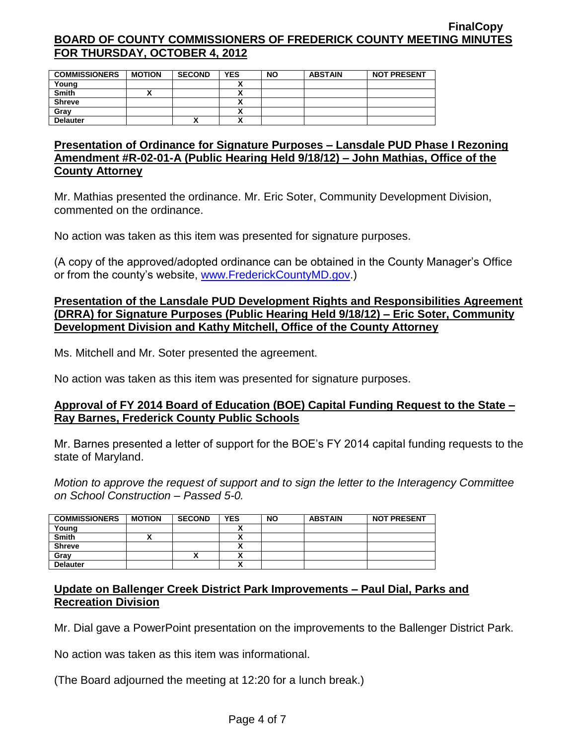FinalCopy

**BOARD OF COUNTY COMMISSIONERS OF FREDERICK COUNTY MEETING MINUTES FOR THURSDAY, OCTOBER 4, 2012**

| COMMISSIONERS | MOTION | SECOND | YES | NO | ABSTAIN | NOT PRESENT |
|---|---|---|---|---|---|---|
| Young | | | X | | | |
| Smith | X | | X | | | |
| Shreve | | | X | | | |
| Gray | | | X | | | |
| Delauter | | X | X | | | |

**Presentation of Ordinance for Signature Purposes – Lansdale PUD Phase I Rezoning Amendment #R-02-01-A (Public Hearing Held 9/18/12) – John Mathias, Office of the County Attorney**

Mr. Mathias presented the ordinance. Mr. Eric Soter, Community Development Division, commented on the ordinance.

No action was taken as this item was presented for signature purposes.

(A copy of the approved/adopted ordinance can be obtained in the County Manager's Office or from the county's website, www.FrederickCountyMD.gov.)

**Presentation of the Lansdale PUD Development Rights and Responsibilities Agreement (DRRA) for Signature Purposes (Public Hearing Held 9/18/12) – Eric Soter, Community Development Division and Kathy Mitchell, Office of the County Attorney**

Ms. Mitchell and Mr. Soter presented the agreement.

No action was taken as this item was presented for signature purposes.

**Approval of FY 2014 Board of Education (BOE) Capital Funding Request to the State – Ray Barnes, Frederick County Public Schools**

Mr. Barnes presented a letter of support for the BOE's FY 2014 capital funding requests to the state of Maryland.

*Motion to approve the request of support and to sign the letter to the Interagency Committee on School Construction – Passed 5-0.*

| COMMISSIONERS | MOTION | SECOND | YES | NO | ABSTAIN | NOT PRESENT |
|---|---|---|---|---|---|---|
| Young | | | X | | | |
| Smith | X | | X | | | |
| Shreve | | | X | | | |
| Gray | | X | X | | | |
| Delauter | | | X | | | |

**Update on Ballenger Creek District Park Improvements – Paul Dial, Parks and Recreation Division**

Mr. Dial gave a PowerPoint presentation on the improvements to the Ballenger District Park.

No action was taken as this item was informational.

(The Board adjourned the meeting at 12:20 for a lunch break.)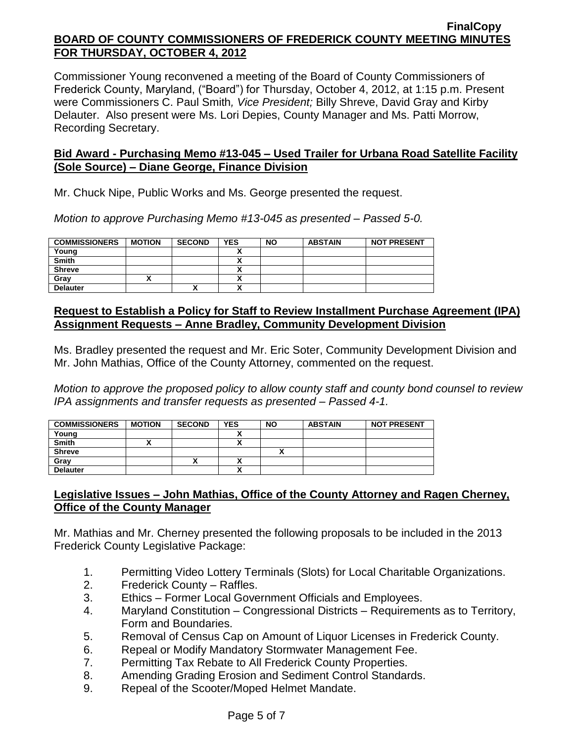FinalCopy

**BOARD OF COUNTY COMMISSIONERS OF FREDERICK COUNTY MEETING MINUTES FOR THURSDAY, OCTOBER 4, 2012**

Commissioner Young reconvened a meeting of the Board of County Commissioners of Frederick County, Maryland, ("Board") for Thursday, October 4, 2012, at 1:15 p.m. Present were Commissioners C. Paul Smith*, Vice President;* Billy Shreve, David Gray and Kirby Delauter. Also present were Ms. Lori Depies, County Manager and Ms. Patti Morrow, Recording Secretary.

**Bid Award - Purchasing Memo #13-045 – Used Trailer for Urbana Road Satellite Facility (Sole Source) – Diane George, Finance Division**

Mr. Chuck Nipe, Public Works and Ms. George presented the request.

*Motion to approve Purchasing Memo #13-045 as presented – Passed 5-0.*

| COMMISSIONERS | MOTION | SECOND | YES | NO | ABSTAIN | NOT PRESENT |
|---|---|---|---|---|---|---|
| Young | | | X | | | |
| Smith | | | X | | | |
| Shreve | | | X | | | |
| Gray | X | | X | | | |
| Delauter | | X | X | | | |

**Request to Establish a Policy for Staff to Review Installment Purchase Agreement (IPA) Assignment Requests – Anne Bradley, Community Development Division**

Ms. Bradley presented the request and Mr. Eric Soter, Community Development Division and Mr. John Mathias, Office of the County Attorney, commented on the request.

*Motion to approve the proposed policy to allow county staff and county bond counsel to review IPA assignments and transfer requests as presented – Passed 4-1.*

| COMMISSIONERS | MOTION | SECOND | YES | NO | ABSTAIN | NOT PRESENT |
|---|---|---|---|---|---|---|
| Young | | | X | | | |
| Smith | X | | X | | | |
| Shreve | | | | X | | |
| Gray | | X | X | | | |
| Delauter | | | X | | | |

**Legislative Issues – John Mathias, Office of the County Attorney and Ragen Cherney, Office of the County Manager**

Mr. Mathias and Mr. Cherney presented the following proposals to be included in the 2013 Frederick County Legislative Package:

1. Permitting Video Lottery Terminals (Slots) for Local Charitable Organizations.
2. Frederick County – Raffles.
3. Ethics – Former Local Government Officials and Employees.
4. Maryland Constitution – Congressional Districts – Requirements as to Territory, Form and Boundaries.
5. Removal of Census Cap on Amount of Liquor Licenses in Frederick County.
6. Repeal or Modify Mandatory Stormwater Management Fee.
7. Permitting Tax Rebate to All Frederick County Properties.
8. Amending Grading Erosion and Sediment Control Standards.
9. Repeal of the Scooter/Moped Helmet Mandate.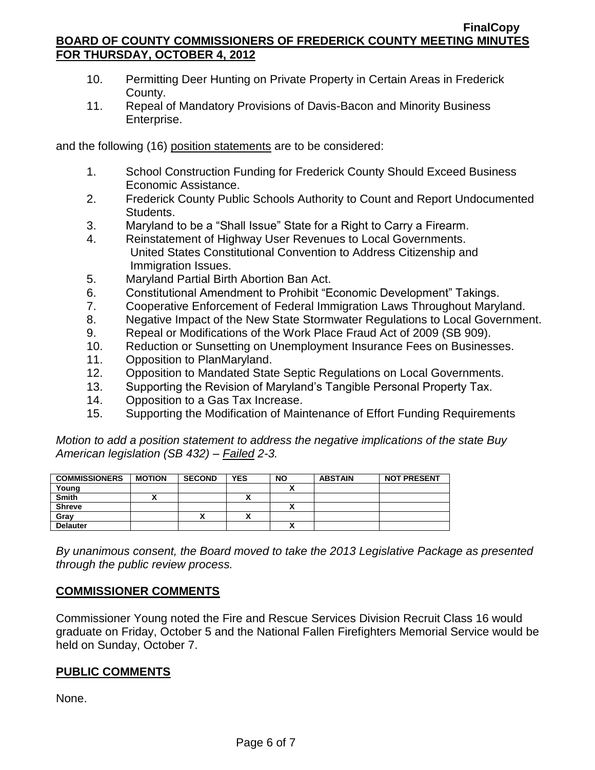10. Permitting Deer Hunting on Private Property in Certain Areas in Frederick County.
11. Repeal of Mandatory Provisions of Davis-Bacon and Minority Business Enterprise.

and the following (16) position statements are to be considered:

1. School Construction Funding for Frederick County Should Exceed Business Economic Assistance.
2. Frederick County Public Schools Authority to Count and Report Undocumented Students.
3. Maryland to be a "Shall Issue" State for a Right to Carry a Firearm.
4. Reinstatement of Highway User Revenues to Local Governments.
   United States Constitutional Convention to Address Citizenship and Immigration Issues.
5. Maryland Partial Birth Abortion Ban Act.
6. Constitutional Amendment to Prohibit "Economic Development" Takings.
7. Cooperative Enforcement of Federal Immigration Laws Throughout Maryland.
8. Negative Impact of the New State Stormwater Regulations to Local Government.
9. Repeal or Modifications of the Work Place Fraud Act of 2009 (SB 909).
10. Reduction or Sunsetting on Unemployment Insurance Fees on Businesses.
11. Opposition to PlanMaryland.
12. Opposition to Mandated State Septic Regulations on Local Governments.
13. Supporting the Revision of Maryland's Tangible Personal Property Tax.
14. Opposition to a Gas Tax Increase.
15. Supporting the Modification of Maintenance of Effort Funding Requirements

*Motion to add a position statement to address the negative implications of the state Buy American legislation (SB 432) – Failed 2-3.*

| COMMISSIONERS | MOTION | SECOND | YES | NO | ABSTAIN | NOT PRESENT |
|---|---|---|---|---|---|---|
| Young | | | | X | | |
| Smith | X | | X | | | |
| Shreve | | | | X | | |
| Gray | | X | X | | | |
| Delauter | | | | X | | |

*By unanimous consent, the Board moved to take the 2013 Legislative Package as presented through the public review process.*

## COMMISSIONER COMMENTS

Commissioner Young noted the Fire and Rescue Services Division Recruit Class 16 would graduate on Friday, October 5 and the National Fallen Firefighters Memorial Service would be held on Sunday, October 7.

## PUBLIC COMMENTS

None.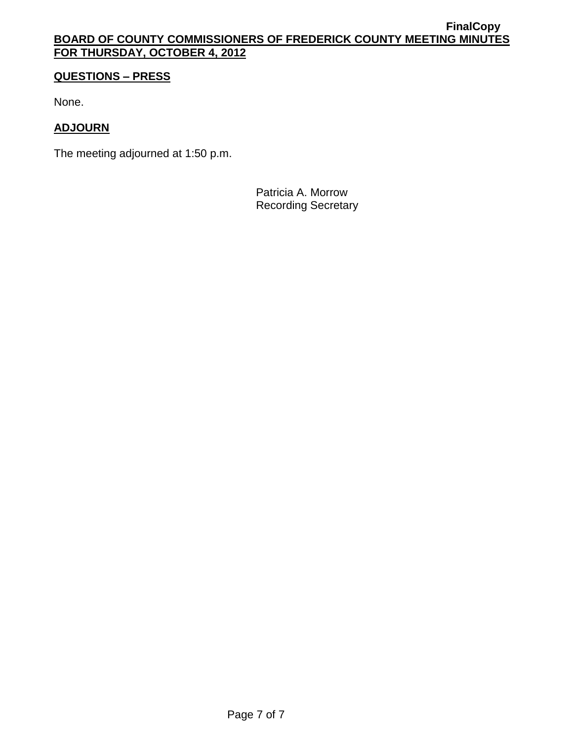## QUESTIONS – PRESS

None.

## ADJOURN

The meeting adjourned at 1:50 p.m.

Patricia A. Morrow
Recording Secretary